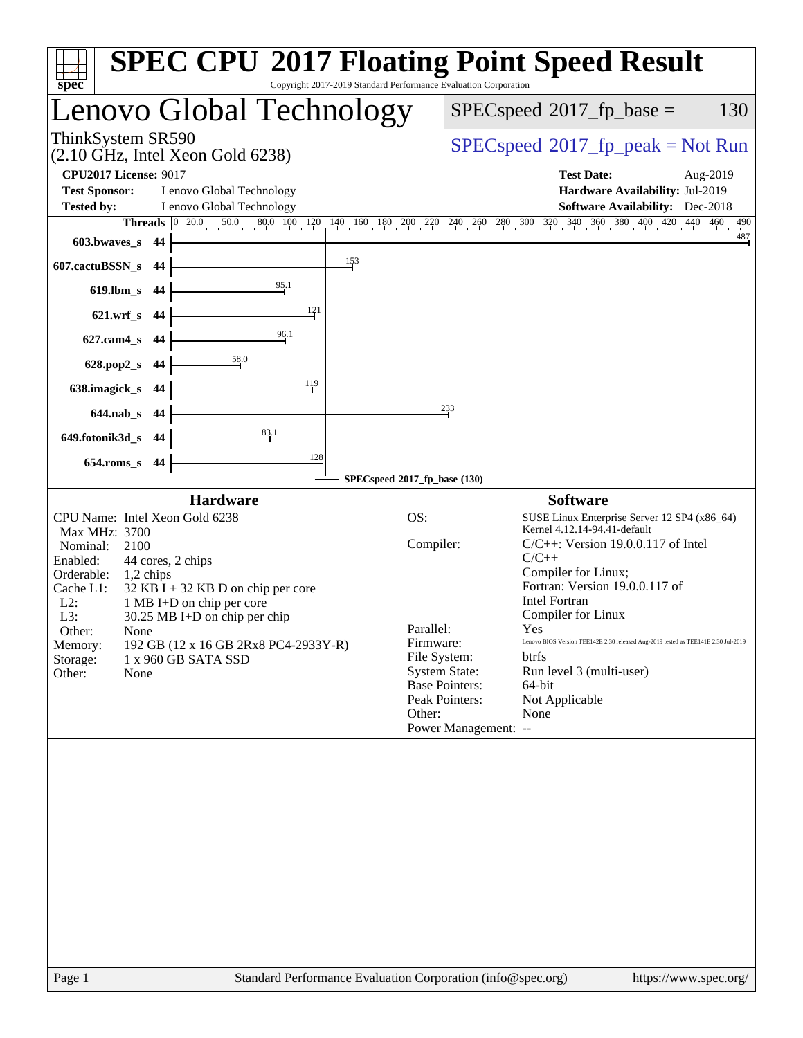# SPEC CPU 2017 Floating Point Speed Result

Copyright 2017-2019 Standard Performance Evaluation Corporation

## Lenovo Global Technology

ThinkSystem SR590
(2.10 GHz, Intel Xeon Gold 6238)

SPECspeed 2017_fp_base = 130

SPECspeed 2017_fp_peak = Not Run

| | | | |
|---|---|---|---|
| **CPU2017 License:** | 9017 | **Test Date:** | Aug-2019 |
| **Test Sponsor:** | Lenovo Global Technology | **Hardware Availability:** | Jul-2019 |
| **Tested by:** | Lenovo Global Technology | **Software Availability:** | Dec-2018 |

Threads
0 20.0 50.0 80.0 100 120 140 160 180 200 220 240 260 280 300 320 340 360 380 400 420 440 460 490

603.bwaves_s 44 487
607.cactuBSSN_s 44 153
619.lbm_s 44 95.1
621.wrf_s 44 121
627.cam4_s 44 96.1
628.pop2_s 44 58.0
638.imagick_s 44 119
644.nab_s 44 233
649.fotonik3d_s 44 83.1
654.roms_s 44 128

SPECspeed 2017_fp_base (130)

### Hardware

| | |
|---|---|
| CPU Name: | Intel Xeon Gold 6238 |
| Max MHz: | 3700 |
| Nominal: | 2100 |
| Enabled: | 44 cores, 2 chips |
| Orderable: | 1,2 chips |
| Cache L1: | 32 KB I + 32 KB D on chip per core |
| L2: | 1 MB I+D on chip per core |
| L3: | 30.25 MB I+D on chip per chip |
| Other: | None |
| Memory: | 192 GB (12 x 16 GB 2Rx8 PC4-2933Y-R) |
| Storage: | 1 x 960 GB SATA SSD |
| Other: | None |

### Software

| | |
|---|---|
| OS: | SUSE Linux Enterprise Server 12 SP4 (x86_64) Kernel 4.12.14-94.41-default |
| Compiler: | C/C++: Version 19.0.0.117 of Intel C/C++ Compiler for Linux; Fortran: Version 19.0.0.117 of Intel Fortran Compiler for Linux |
| Parallel: | Yes |
| Firmware: | Lenovo BIOS Version TEE142E 2.30 released Aug-2019 tested as TEE141E 2.30 Jul-2019 |
| File System: | btrfs |
| System State: | Run level 3 (multi-user) |
| Base Pointers: | 64-bit |
| Peak Pointers: | Not Applicable |
| Other: | None |
| Power Management: | -- |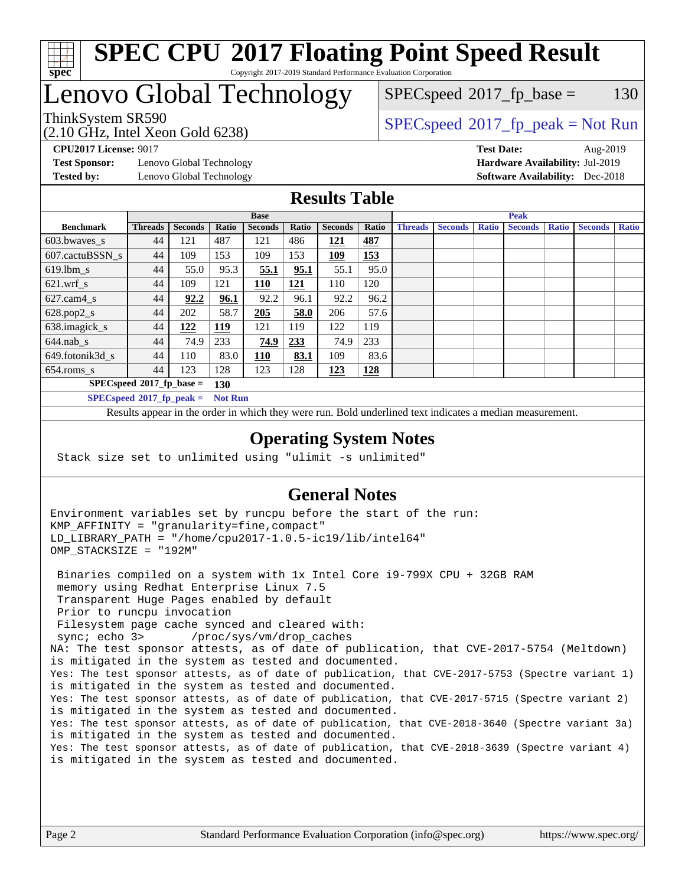# SPEC CPU 2017 Floating Point Speed Result

Copyright 2017-2019 Standard Performance Evaluation Corporation

# Lenovo Global Technology

ThinkSystem SR590
(2.10 GHz, Intel Xeon Gold 6238)

SPECspeed 2017_fp_base = 130

SPECspeed 2017_fp_peak = Not Run

**CPU2017 License:** 9017
**Test Sponsor:** Lenovo Global Technology
**Tested by:** Lenovo Global Technology

**Test Date:** Aug-2019
**Hardware Availability:** Jul-2019
**Software Availability:** Dec-2018

## Results Table

| | Base | | | | | | | Peak | | | | | | |
|---|---|---|---|---|---|---|---|---|---|---|---|---|---|---|
| **Benchmark** | **Threads** | **Seconds** | **Ratio** | **Seconds** | **Ratio** | **Seconds** | **Ratio** | **Threads** | **Seconds** | **Ratio** | **Seconds** | **Ratio** | **Seconds** | **Ratio** |
| 603.bwaves_s | 44 | 121 | 487 | 121 | 486 | **121** | **487** | | | | | | | |
| 607.cactuBSSN_s | 44 | 109 | 153 | 109 | 153 | **109** | **153** | | | | | | | |
| 619.lbm_s | 44 | 55.0 | 95.3 | **55.1** | **95.1** | 55.1 | 95.0 | | | | | | | |
| 621.wrf_s | 44 | 109 | 121 | **110** | **121** | 110 | 120 | | | | | | | |
| 627.cam4_s | 44 | **92.2** | **96.1** | 92.2 | 96.1 | 92.2 | 96.2 | | | | | | | |
| 628.pop2_s | 44 | 202 | 58.7 | **205** | **58.0** | 206 | 57.6 | | | | | | | |
| 638.imagick_s | 44 | **122** | **119** | 121 | 119 | 122 | 119 | | | | | | | |
| 644.nab_s | 44 | 74.9 | 233 | **74.9** | **233** | 74.9 | 233 | | | | | | | |
| 649.fotonik3d_s | 44 | 110 | 83.0 | **110** | **83.1** | 109 | 83.6 | | | | | | | |
| 654.roms_s | 44 | 123 | 128 | 123 | 128 | **123** | **128** | | | | | | | |

**SPECspeed 2017_fp_base = 130**

**SPECspeed 2017_fp_peak = Not Run**

Results appear in the order in which they were run. Bold underlined text indicates a median measurement.

## Operating System Notes

```
Stack size set to unlimited using "ulimit -s unlimited"
```

## General Notes

```
Environment variables set by runcpu before the start of the run:
KMP_AFFINITY = "granularity=fine,compact"
LD_LIBRARY_PATH = "/home/cpu2017-1.0.5-ic19/lib/intel64"
OMP_STACKSIZE = "192M"

 Binaries compiled on a system with 1x Intel Core i9-799X CPU + 32GB RAM
 memory using Redhat Enterprise Linux 7.5
 Transparent Huge Pages enabled by default
 Prior to runcpu invocation
 Filesystem page cache synced and cleared with:
 sync; echo 3>       /proc/sys/vm/drop_caches
NA: The test sponsor attests, as of date of publication, that CVE-2017-5754 (Meltdown)
is mitigated in the system as tested and documented.
Yes: The test sponsor attests, as of date of publication, that CVE-2017-5753 (Spectre variant 1)
is mitigated in the system as tested and documented.
Yes: The test sponsor attests, as of date of publication, that CVE-2017-5715 (Spectre variant 2)
is mitigated in the system as tested and documented.
Yes: The test sponsor attests, as of date of publication, that CVE-2018-3640 (Spectre variant 3a)
is mitigated in the system as tested and documented.
Yes: The test sponsor attests, as of date of publication, that CVE-2018-3639 (Spectre variant 4)
is mitigated in the system as tested and documented.
```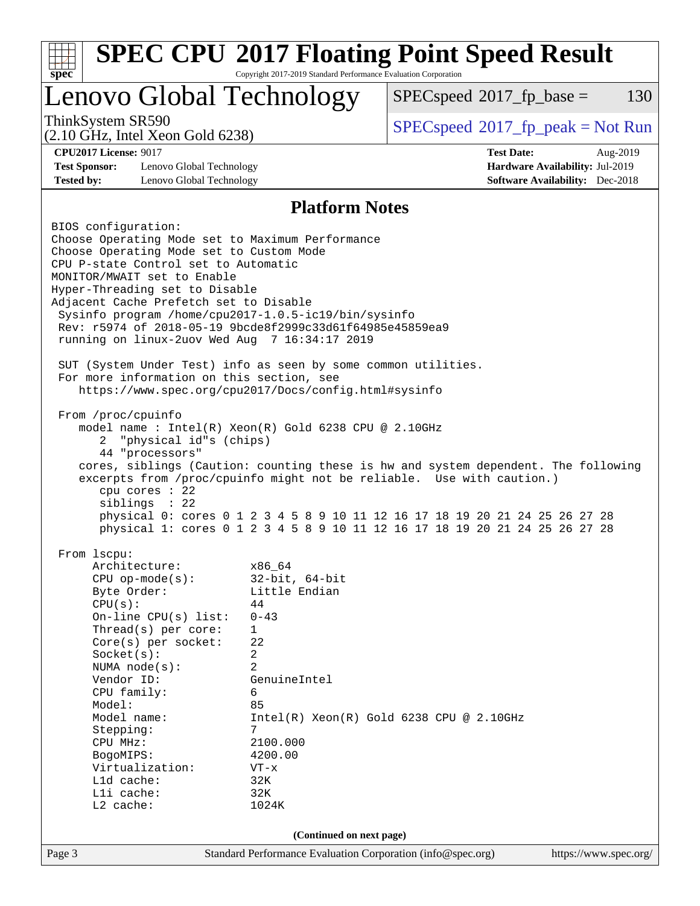# SPEC CPU 2017 Floating Point Speed Result

Copyright 2017-2019 Standard Performance Evaluation Corporation

## Lenovo Global Technology

ThinkSystem SR590
(2.10 GHz, Intel Xeon Gold 6238)

SPECspeed 2017_fp_base = 130

SPECspeed 2017_fp_peak = Not Run

**CPU2017 License:** 9017
**Test Sponsor:** Lenovo Global Technology
**Tested by:** Lenovo Global Technology

**Test Date:** Aug-2019
**Hardware Availability:** Jul-2019
**Software Availability:** Dec-2018

### Platform Notes

```
BIOS configuration:
Choose Operating Mode set to Maximum Performance
Choose Operating Mode set to Custom Mode
CPU P-state Control set to Automatic
MONITOR/MWAIT set to Enable
Hyper-Threading set to Disable
Adjacent Cache Prefetch set to Disable
 Sysinfo program /home/cpu2017-1.0.5-ic19/bin/sysinfo
 Rev: r5974 of 2018-05-19 9bcde8f2999c33d61f64985e45859ea9
 running on linux-2uov Wed Aug  7 16:34:17 2019

 SUT (System Under Test) info as seen by some common utilities.
 For more information on this section, see
    https://www.spec.org/cpu2017/Docs/config.html#sysinfo

 From /proc/cpuinfo
    model name : Intel(R) Xeon(R) Gold 6238 CPU @ 2.10GHz
       2  "physical id"s (chips)
       44 "processors"
    cores, siblings (Caution: counting these is hw and system dependent. The following
    excerpts from /proc/cpuinfo might not be reliable.  Use with caution.)
       cpu cores : 22
       siblings  : 22
       physical 0: cores 0 1 2 3 4 5 8 9 10 11 12 16 17 18 19 20 21 24 25 26 27 28
       physical 1: cores 0 1 2 3 4 5 8 9 10 11 12 16 17 18 19 20 21 24 25 26 27 28

 From lscpu:
      Architecture:          x86_64
      CPU op-mode(s):        32-bit, 64-bit
      Byte Order:            Little Endian
      CPU(s):                44
      On-line CPU(s) list:   0-43
      Thread(s) per core:    1
      Core(s) per socket:    22
      Socket(s):             2
      NUMA node(s):          2
      Vendor ID:             GenuineIntel
      CPU family:            6
      Model:                 85
      Model name:            Intel(R) Xeon(R) Gold 6238 CPU @ 2.10GHz
      Stepping:              7
      CPU MHz:               2100.000
      BogoMIPS:              4200.00
      Virtualization:        VT-x
      L1d cache:             32K
      L1i cache:             32K
      L2 cache:              1024K
```

(Continued on next page)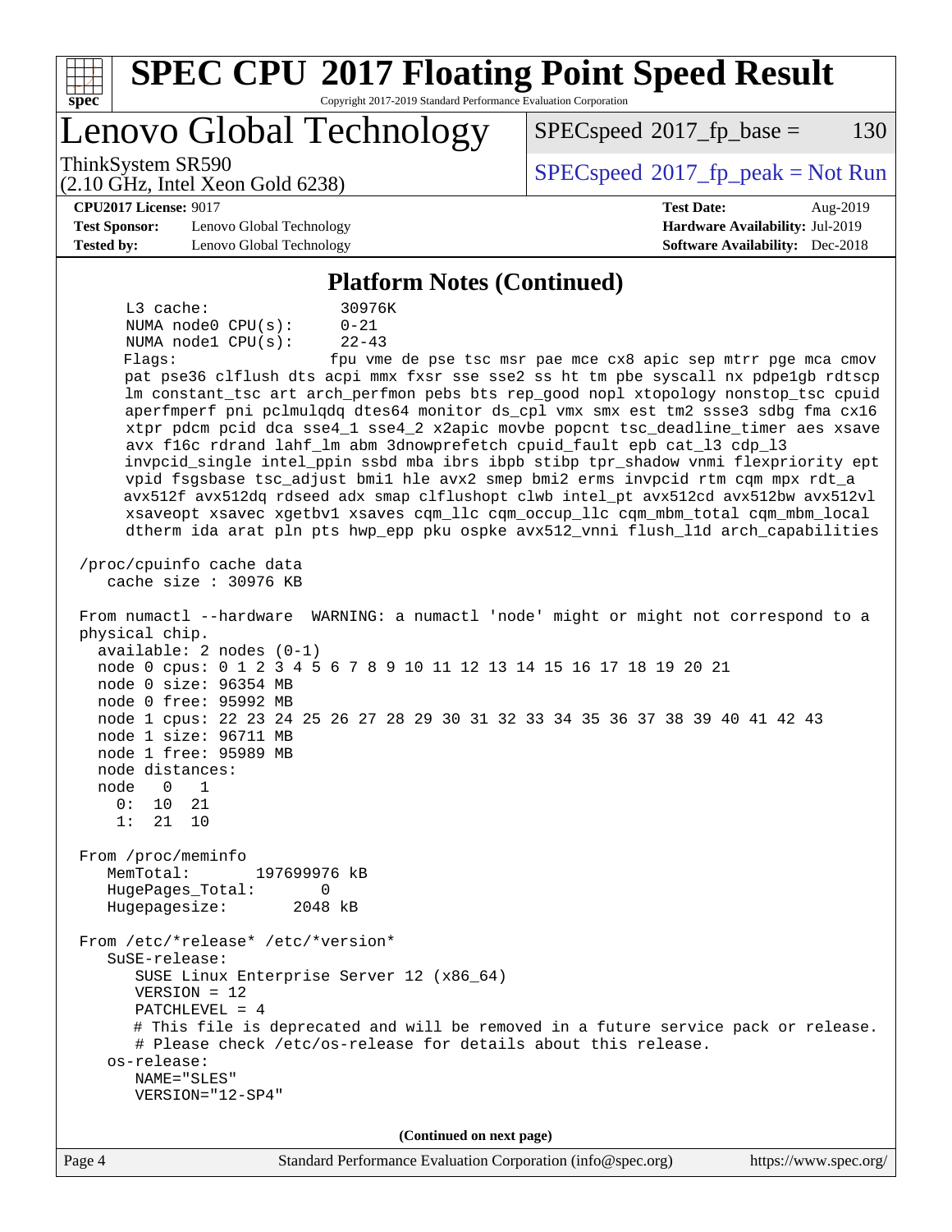## Platform Notes (Continued)

```
     L3 cache:               30976K
     NUMA node0 CPU(s):      0-21
     NUMA node1 CPU(s):      22-43
     Flags:                  fpu vme de pse tsc msr pae mce cx8 apic sep mtrr pge mca cmov
     pat pse36 clflush dts acpi mmx fxsr sse sse2 ss ht tm pbe syscall nx pdpe1gb rdtscp
     lm constant_tsc art arch_perfmon pebs bts rep_good nopl xtopology nonstop_tsc cpuid
     aperfmperf pni pclmulqdq dtes64 monitor ds_cpl vmx smx est tm2 ssse3 sdbg fma cx16
     xtpr pdcm pcid dca sse4_1 sse4_2 x2apic movbe popcnt tsc_deadline_timer aes xsave
     avx f16c rdrand lahf_lm abm 3dnowprefetch cpuid_fault epb cat_l3 cdp_l3
     invpcid_single intel_ppin ssbd mba ibrs ibpb stibp tpr_shadow vnmi flexpriority ept
     vpid fsgsbase tsc_adjust bmi1 hle avx2 smep bmi2 erms invpcid rtm cqm mpx rdt_a
     avx512f avx512dq rdseed adx smap clflushopt clwb intel_pt avx512cd avx512bw avx512vl
     xsaveopt xsavec xgetbv1 xsaves cqm_llc cqm_occup_llc cqm_mbm_total cqm_mbm_local
     dtherm ida arat pln pts hwp_epp pku ospke avx512_vnni flush_l1d arch_capabilities

 /proc/cpuinfo cache data
    cache size : 30976 KB

 From numactl --hardware  WARNING: a numactl 'node' might or might not correspond to a
 physical chip.
   available: 2 nodes (0-1)
   node 0 cpus: 0 1 2 3 4 5 6 7 8 9 10 11 12 13 14 15 16 17 18 19 20 21
   node 0 size: 96354 MB
   node 0 free: 95992 MB
   node 1 cpus: 22 23 24 25 26 27 28 29 30 31 32 33 34 35 36 37 38 39 40 41 42 43
   node 1 size: 96711 MB
   node 1 free: 95989 MB
   node distances:
   node   0   1
     0:  10  21
     1:  21  10

 From /proc/meminfo
    MemTotal:       197699976 kB
    HugePages_Total:       0
    Hugepagesize:       2048 kB

 From /etc/*release* /etc/*version*
    SuSE-release:
       SUSE Linux Enterprise Server 12 (x86_64)
       VERSION = 12
       PATCHLEVEL = 4
       # This file is deprecated and will be removed in a future service pack or release.
       # Please check /etc/os-release for details about this release.
    os-release:
       NAME="SLES"
       VERSION="12-SP4"
```

(Continued on next page)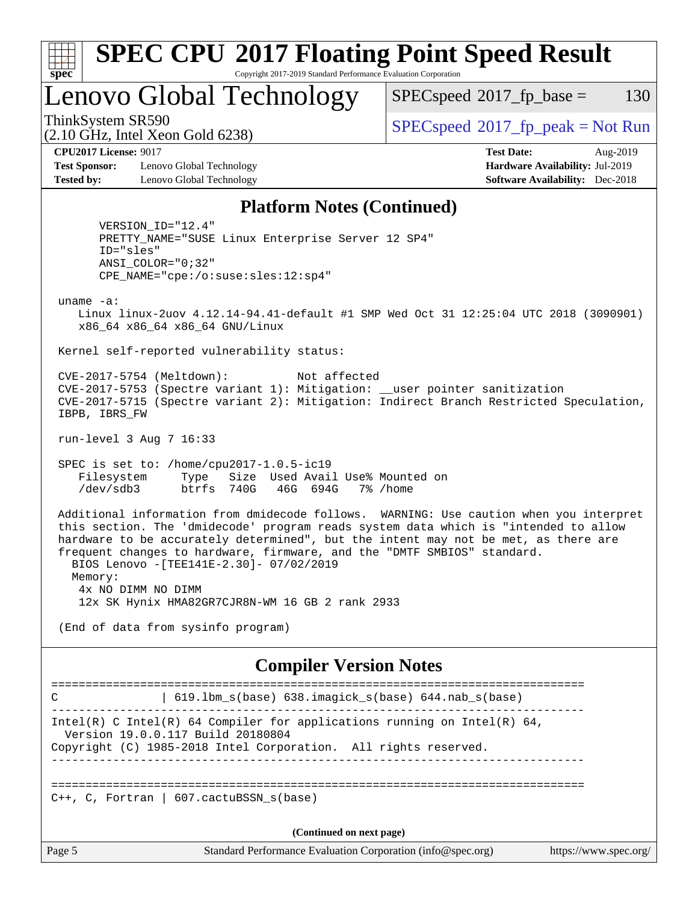## Platform Notes (Continued)

```
      VERSION_ID="12.4"
      PRETTY_NAME="SUSE Linux Enterprise Server 12 SP4"
      ID="sles"
      ANSI_COLOR="0;32"
      CPE_NAME="cpe:/o:suse:sles:12:sp4"

 uname -a:
    Linux linux-2uov 4.12.14-94.41-default #1 SMP Wed Oct 31 12:25:04 UTC 2018 (3090901)
    x86_64 x86_64 x86_64 GNU/Linux

 Kernel self-reported vulnerability status:

 CVE-2017-5754 (Meltdown):          Not affected
 CVE-2017-5753 (Spectre variant 1): Mitigation: __user pointer sanitization
 CVE-2017-5715 (Spectre variant 2): Mitigation: Indirect Branch Restricted Speculation,
 IBPB, IBRS_FW

 run-level 3 Aug 7 16:33

 SPEC is set to: /home/cpu2017-1.0.5-ic19
    Filesystem     Type   Size  Used Avail Use% Mounted on
    /dev/sdb3      btrfs  740G   46G  694G   7% /home

 Additional information from dmidecode follows.  WARNING: Use caution when you interpret
 this section. The 'dmidecode' program reads system data which is "intended to allow
 hardware to be accurately determined", but the intent may not be met, as there are
 frequent changes to hardware, firmware, and the "DMTF SMBIOS" standard.
   BIOS Lenovo -[TEE141E-2.30]- 07/02/2019
   Memory:
    4x NO DIMM NO DIMM
    12x SK Hynix HMA82GR7CJR8N-WM 16 GB 2 rank 2933

 (End of data from sysinfo program)
```

## Compiler Version Notes

```
==============================================================================
C               | 619.lbm_s(base) 638.imagick_s(base) 644.nab_s(base)
------------------------------------------------------------------------------
Intel(R) C Intel(R) 64 Compiler for applications running on Intel(R) 64,
  Version 19.0.0.117 Build 20180804
Copyright (C) 1985-2018 Intel Corporation.  All rights reserved.
------------------------------------------------------------------------------

==============================================================================
C++, C, Fortran | 607.cactuBSSN_s(base)
```

(Continued on next page)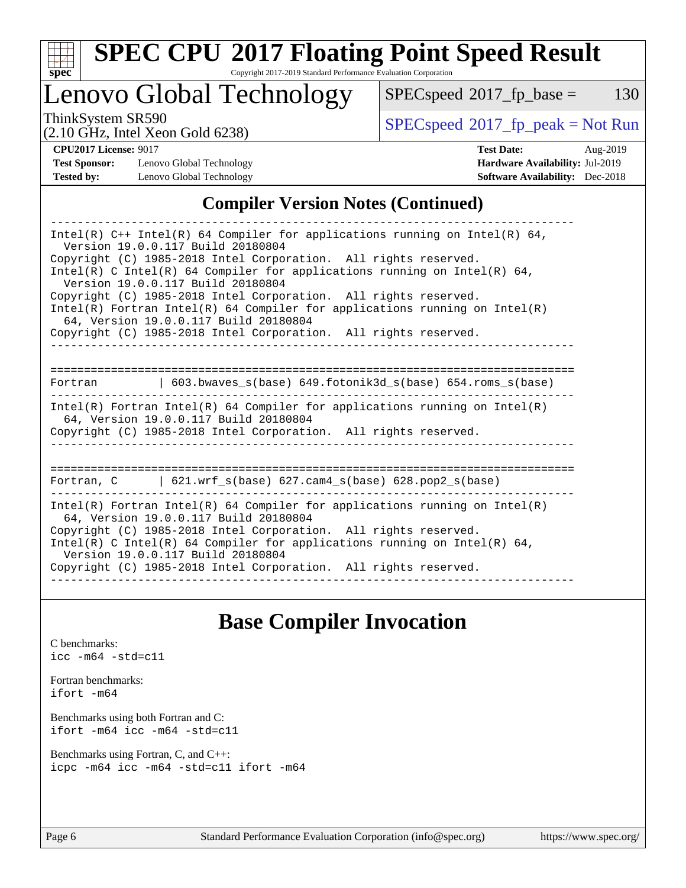## Compiler Version Notes (Continued)

```
==============================================================================
Intel(R) C++ Intel(R) 64 Compiler for applications running on Intel(R) 64,
  Version 19.0.0.117 Build 20180804
Copyright (C) 1985-2018 Intel Corporation.  All rights reserved.
Intel(R) C Intel(R) 64 Compiler for applications running on Intel(R) 64,
  Version 19.0.0.117 Build 20180804
Copyright (C) 1985-2018 Intel Corporation.  All rights reserved.
Intel(R) Fortran Intel(R) 64 Compiler for applications running on Intel(R)
  64, Version 19.0.0.117 Build 20180804
Copyright (C) 1985-2018 Intel Corporation.  All rights reserved.
------------------------------------------------------------------------------

==============================================================================
Fortran         | 603.bwaves_s(base) 649.fotonik3d_s(base) 654.roms_s(base)
------------------------------------------------------------------------------
Intel(R) Fortran Intel(R) 64 Compiler for applications running on Intel(R)
  64, Version 19.0.0.117 Build 20180804
Copyright (C) 1985-2018 Intel Corporation.  All rights reserved.
------------------------------------------------------------------------------

==============================================================================
Fortran, C      | 621.wrf_s(base) 627.cam4_s(base) 628.pop2_s(base)
------------------------------------------------------------------------------
Intel(R) Fortran Intel(R) 64 Compiler for applications running on Intel(R)
  64, Version 19.0.0.117 Build 20180804
Copyright (C) 1985-2018 Intel Corporation.  All rights reserved.
Intel(R) C Intel(R) 64 Compiler for applications running on Intel(R) 64,
  Version 19.0.0.117 Build 20180804
Copyright (C) 1985-2018 Intel Corporation.  All rights reserved.
------------------------------------------------------------------------------
```

## Base Compiler Invocation

C benchmarks:
`icc -m64 -std=c11`

Fortran benchmarks:
`ifort -m64`

Benchmarks using both Fortran and C:
`ifort -m64 icc -m64 -std=c11`

Benchmarks using Fortran, C, and C++:
`icpc -m64 icc -m64 -std=c11 ifort -m64`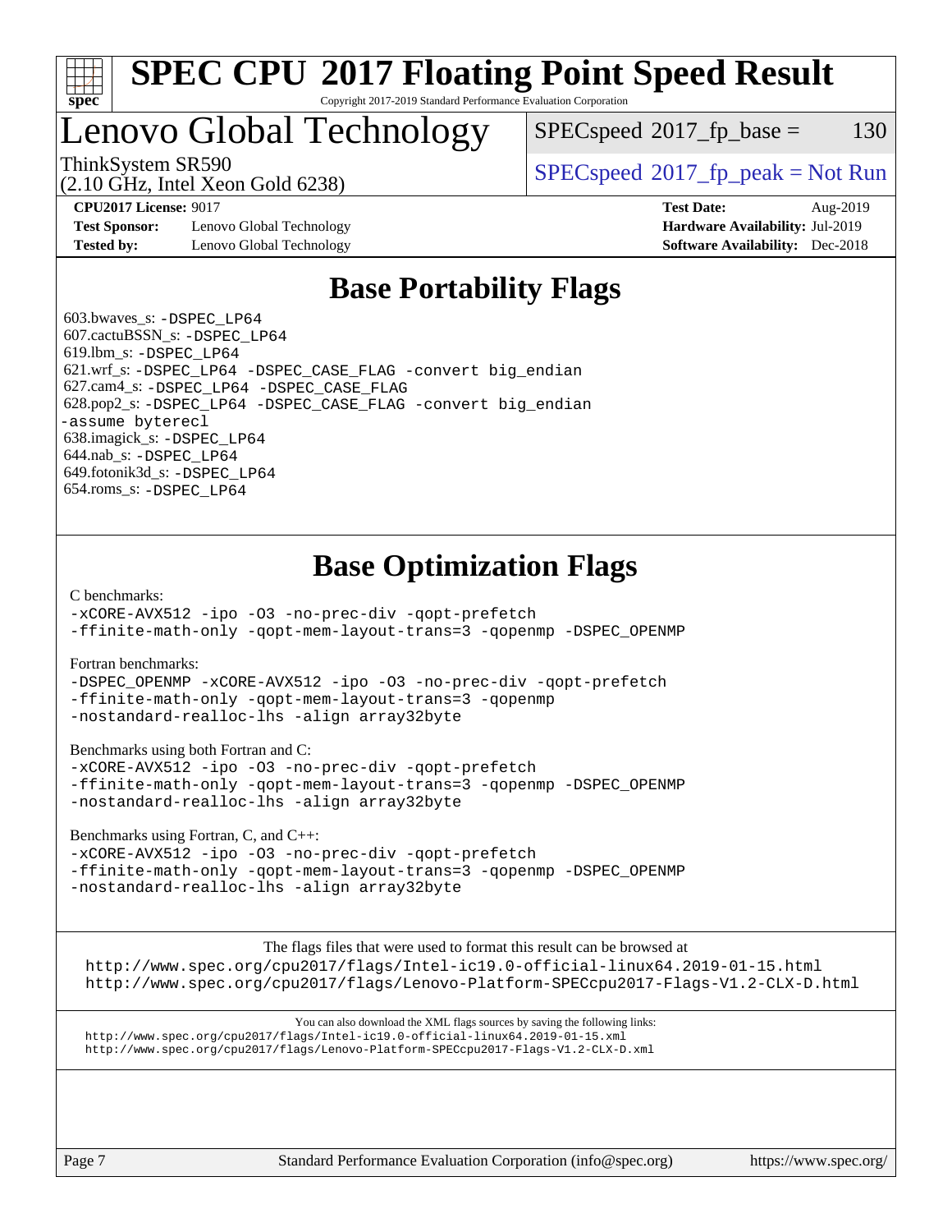# SPEC CPU 2017 Floating Point Speed Result

Copyright 2017-2019 Standard Performance Evaluation Corporation

## Lenovo Global Technology

ThinkSystem SR590
(2.10 GHz, Intel Xeon Gold 6238)

SPECspeed 2017_fp_base = 130

SPECspeed 2017_fp_peak = Not Run

**CPU2017 License:** 9017
**Test Sponsor:** Lenovo Global Technology
**Tested by:** Lenovo Global Technology

**Test Date:** Aug-2019
**Hardware Availability:** Jul-2019
**Software Availability:** Dec-2018

## Base Portability Flags

603.bwaves_s: -DSPEC_LP64
607.cactuBSSN_s: -DSPEC_LP64
619.lbm_s: -DSPEC_LP64
621.wrf_s: -DSPEC_LP64 -DSPEC_CASE_FLAG -convert big_endian
627.cam4_s: -DSPEC_LP64 -DSPEC_CASE_FLAG
628.pop2_s: -DSPEC_LP64 -DSPEC_CASE_FLAG -convert big_endian -assume byterecl
638.imagick_s: -DSPEC_LP64
644.nab_s: -DSPEC_LP64
649.fotonik3d_s: -DSPEC_LP64
654.roms_s: -DSPEC_LP64

## Base Optimization Flags

C benchmarks:
-xCORE-AVX512 -ipo -O3 -no-prec-div -qopt-prefetch
-ffinite-math-only -qopt-mem-layout-trans=3 -qopenmp -DSPEC_OPENMP

Fortran benchmarks:
-DSPEC_OPENMP -xCORE-AVX512 -ipo -O3 -no-prec-div -qopt-prefetch
-ffinite-math-only -qopt-mem-layout-trans=3 -qopenmp
-nostandard-realloc-lhs -align array32byte

Benchmarks using both Fortran and C:
-xCORE-AVX512 -ipo -O3 -no-prec-div -qopt-prefetch
-ffinite-math-only -qopt-mem-layout-trans=3 -qopenmp -DSPEC_OPENMP
-nostandard-realloc-lhs -align array32byte

Benchmarks using Fortran, C, and C++:
-xCORE-AVX512 -ipo -O3 -no-prec-div -qopt-prefetch
-ffinite-math-only -qopt-mem-layout-trans=3 -qopenmp -DSPEC_OPENMP
-nostandard-realloc-lhs -align array32byte

The flags files that were used to format this result can be browsed at
http://www.spec.org/cpu2017/flags/Intel-ic19.0-official-linux64.2019-01-15.html
http://www.spec.org/cpu2017/flags/Lenovo-Platform-SPECcpu2017-Flags-V1.2-CLX-D.html

You can also download the XML flags sources by saving the following links:
http://www.spec.org/cpu2017/flags/Intel-ic19.0-official-linux64.2019-01-15.xml
http://www.spec.org/cpu2017/flags/Lenovo-Platform-SPECcpu2017-Flags-V1.2-CLX-D.xml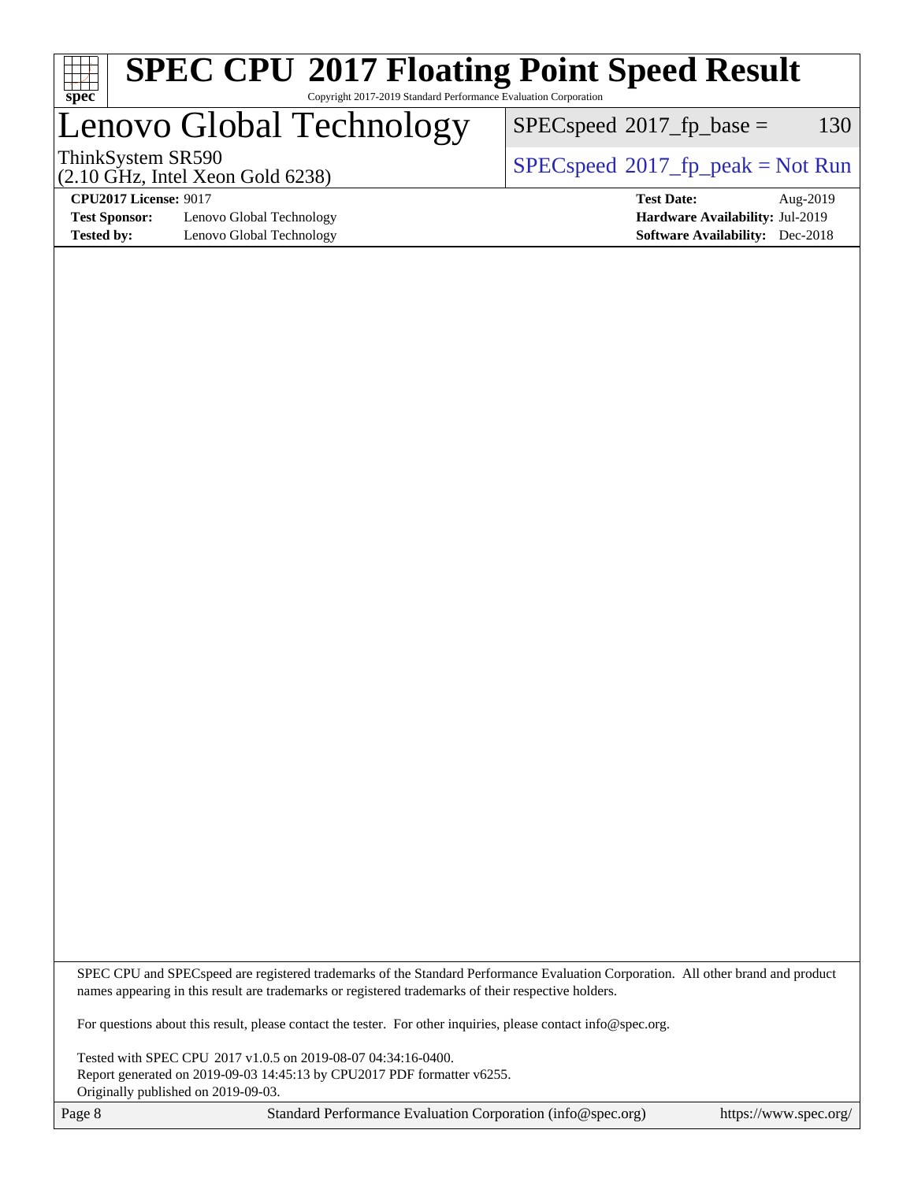SPEC CPU and SPECspeed are registered trademarks of the Standard Performance Evaluation Corporation. All other brand and product names appearing in this result are trademarks or registered trademarks of their respective holders.

For questions about this result, please contact the tester. For other inquiries, please contact info@spec.org.

Tested with SPEC CPU 2017 v1.0.5 on 2019-08-07 04:34:16-0400.
Report generated on 2019-09-03 14:45:13 by CPU2017 PDF formatter v6255.
Originally published on 2019-09-03.